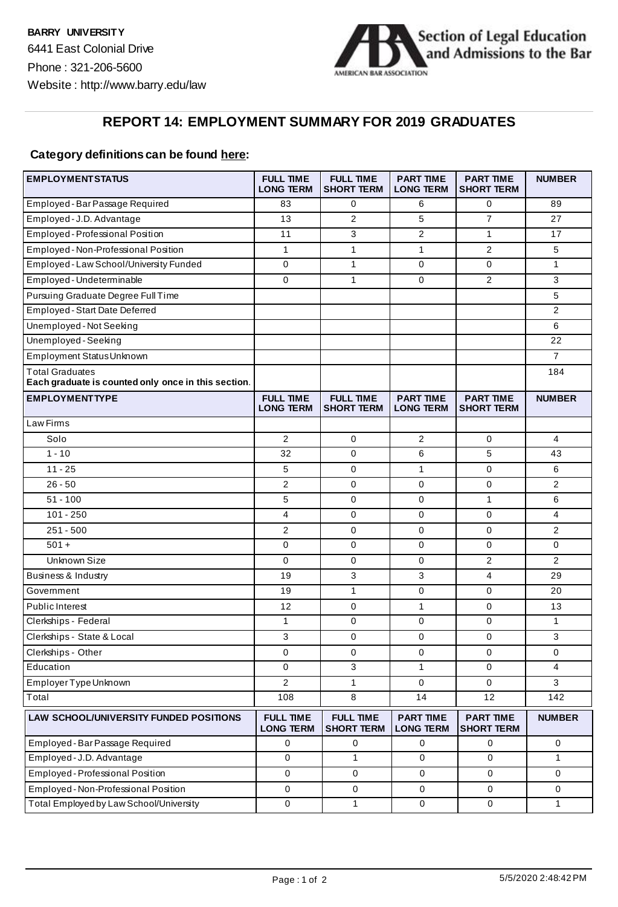**BARRY UNIVERSITY**
6441 East Colonial Drive
Phone : 321-206-5600
Website : http://www.barry.edu/law

Section of Legal Education and Admissions to the Bar
AMERICAN BAR ASSOCIATION

## REPORT 14: EMPLOYMENT SUMMARY FOR 2019 GRADUATES

**Category definitions can be found here:**

| EMPLOYMENT STATUS | FULL TIME LONG TERM | FULL TIME SHORT TERM | PART TIME LONG TERM | PART TIME SHORT TERM | NUMBER |
|---|---|---|---|---|---|
| Employed - Bar Passage Required | 83 | 0 | 6 | 0 | 89 |
| Employed - J.D. Advantage | 13 | 2 | 5 | 7 | 27 |
| Employed - Professional Position | 11 | 3 | 2 | 1 | 17 |
| Employed - Non-Professional Position | 1 | 1 | 1 | 2 | 5 |
| Employed - Law School/University Funded | 0 | 1 | 0 | 0 | 1 |
| Employed - Undeterminable | 0 | 1 | 0 | 2 | 3 |
| Pursuing Graduate Degree Full Time | | | | | 5 |
| Employed - Start Date Deferred | | | | | 2 |
| Unemployed - Not Seeking | | | | | 6 |
| Unemployed - Seeking | | | | | 22 |
| Employment Status Unknown | | | | | 7 |
| Total Graduates **Each graduate is counted only once in this section.** | | | | | 184 |

| EMPLOYMENT TYPE | FULL TIME LONG TERM | FULL TIME SHORT TERM | PART TIME LONG TERM | PART TIME SHORT TERM | NUMBER |
|---|---|---|---|---|---|
| Law Firms | | | | | |
| Solo | 2 | 0 | 2 | 0 | 4 |
| 1 - 10 | 32 | 0 | 6 | 5 | 43 |
| 11 - 25 | 5 | 0 | 1 | 0 | 6 |
| 26 - 50 | 2 | 0 | 0 | 0 | 2 |
| 51 - 100 | 5 | 0 | 0 | 1 | 6 |
| 101 - 250 | 4 | 0 | 0 | 0 | 4 |
| 251 - 500 | 2 | 0 | 0 | 0 | 2 |
| 501 + | 0 | 0 | 0 | 0 | 0 |
| Unknown Size | 0 | 0 | 0 | 2 | 2 |
| Business & Industry | 19 | 3 | 3 | 4 | 29 |
| Government | 19 | 1 | 0 | 0 | 20 |
| Public Interest | 12 | 0 | 1 | 0 | 13 |
| Clerkships - Federal | 1 | 0 | 0 | 0 | 1 |
| Clerkships - State & Local | 3 | 0 | 0 | 0 | 3 |
| Clerkships - Other | 0 | 0 | 0 | 0 | 0 |
| Education | 0 | 3 | 1 | 0 | 4 |
| Employer Type Unknown | 2 | 1 | 0 | 0 | 3 |
| Total | 108 | 8 | 14 | 12 | 142 |

| LAW SCHOOL/UNIVERSITY FUNDED POSITIONS | FULL TIME LONG TERM | FULL TIME SHORT TERM | PART TIME LONG TERM | PART TIME SHORT TERM | NUMBER |
|---|---|---|---|---|---|
| Employed - Bar Passage Required | 0 | 0 | 0 | 0 | 0 |
| Employed - J.D. Advantage | 0 | 1 | 0 | 0 | 1 |
| Employed - Professional Position | 0 | 0 | 0 | 0 | 0 |
| Employed - Non-Professional Position | 0 | 0 | 0 | 0 | 0 |
| Total Employed by Law School/University | 0 | 1 | 0 | 0 | 1 |

5/5/2020 2:48:42 PM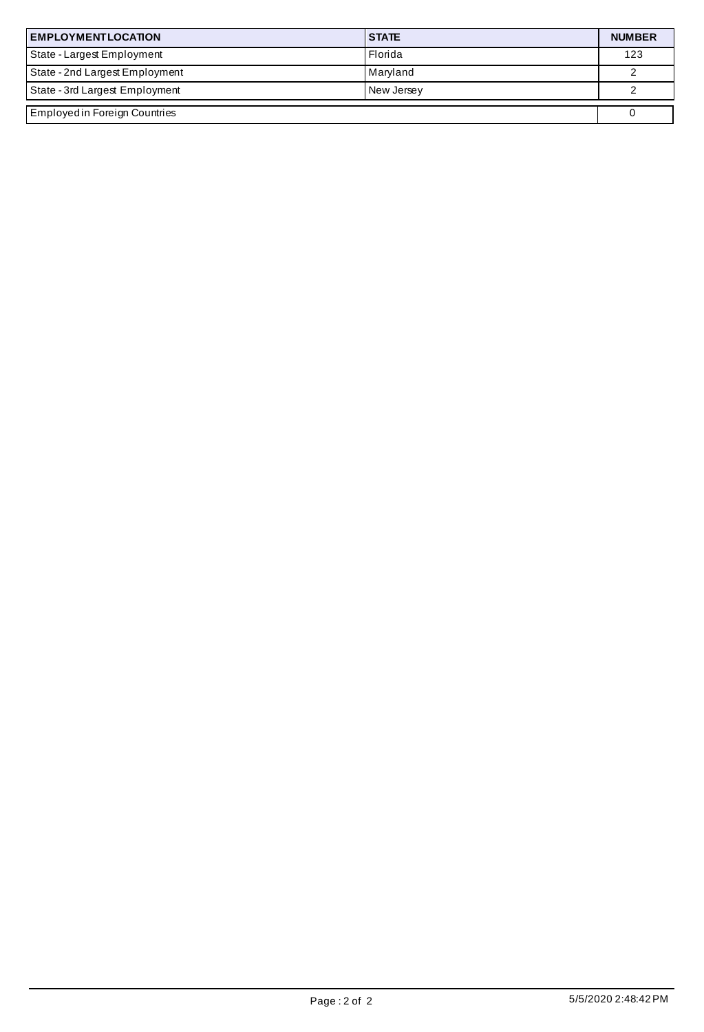| EMPLOYMENT LOCATION | STATE | NUMBER |
| --- | --- | --- |
| State - Largest Employment | Florida | 123 |
| State - 2nd Largest Employment | Maryland | 2 |
| State - 3rd Largest Employment | New Jersey | 2 |
| Employed in Foreign Countries | | 0 |